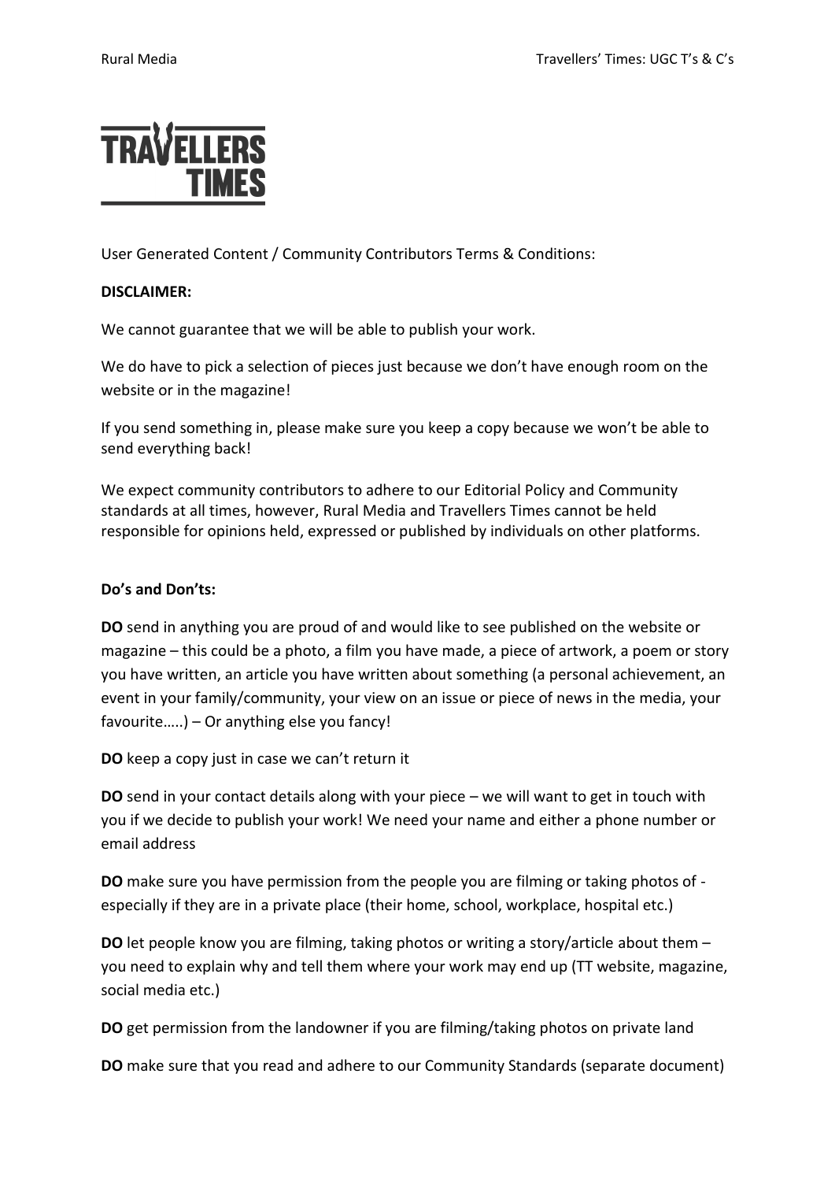User Generated Content / Community Contributors Terms & Conditions:

**DISCLAIMER:**

We cannot guarantee that we will be able to publish your work.

We do have to pick a selection of pieces just because we don't have enough room on the website or in the magazine!

If you send something in, please make sure you keep a copy because we won't be able to send everything back!

We expect community contributors to adhere to our Editorial Policy and Community standards at all times, however, Rural Media and Travellers Times cannot be held responsible for opinions held, expressed or published by individuals on other platforms.

**Do's and Don'ts:**

**DO** send in anything you are proud of and would like to see published on the website or magazine – this could be a photo, a film you have made, a piece of artwork, a poem or story you have written, an article you have written about something (a personal achievement, an event in your family/community, your view on an issue or piece of news in the media, your favourite…..) – Or anything else you fancy!

**DO** keep a copy just in case we can't return it

**DO** send in your contact details along with your piece – we will want to get in touch with you if we decide to publish your work! We need your name and either a phone number or email address

**DO** make sure you have permission from the people you are filming or taking photos of - especially if they are in a private place (their home, school, workplace, hospital etc.)

**DO** let people know you are filming, taking photos or writing a story/article about them – you need to explain why and tell them where your work may end up (TT website, magazine, social media etc.)

**DO** get permission from the landowner if you are filming/taking photos on private land

**DO** make sure that you read and adhere to our Community Standards (separate document)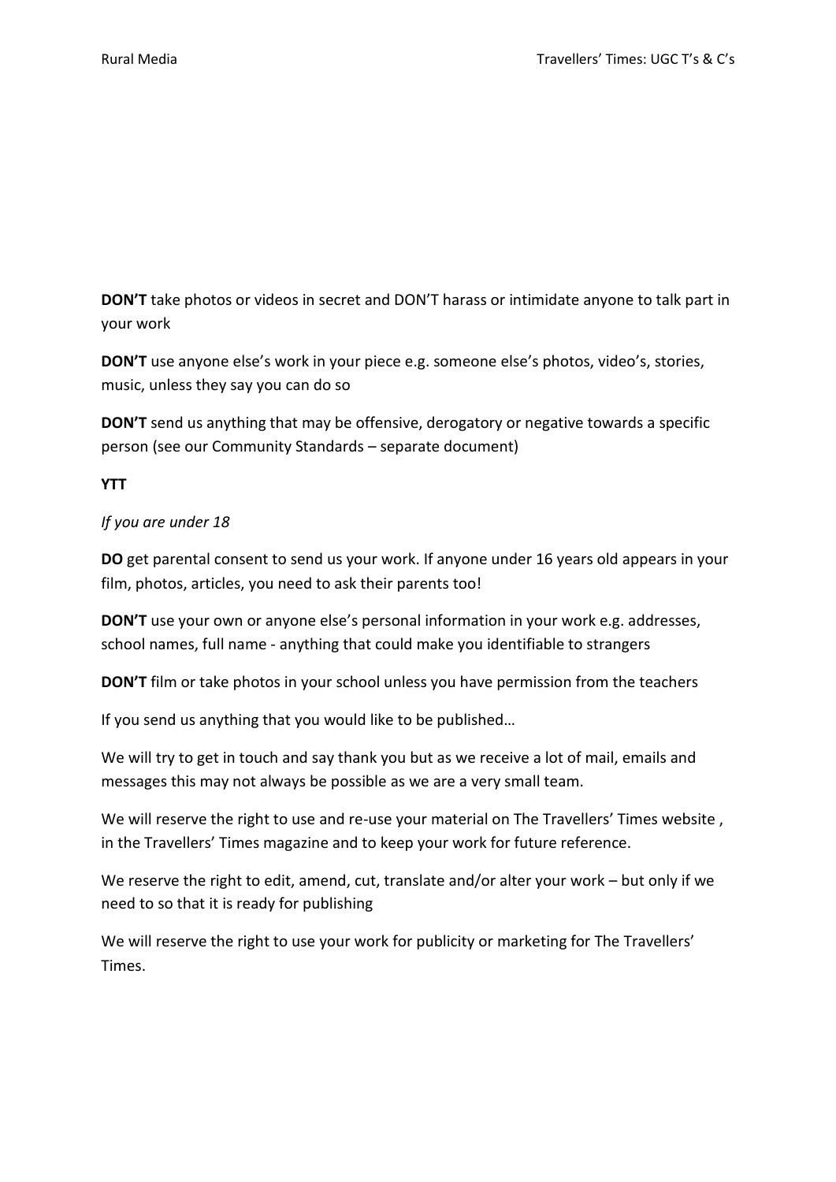**DON'T** take photos or videos in secret and DON'T harass or intimidate anyone to talk part in your work

**DON'T** use anyone else's work in your piece e.g. someone else's photos, video's, stories, music, unless they say you can do so

**DON'T** send us anything that may be offensive, derogatory or negative towards a specific person (see our Community Standards – separate document)

**YTT**

*If you are under 18*

**DO** get parental consent to send us your work. If anyone under 16 years old appears in your film, photos, articles, you need to ask their parents too!

**DON'T** use your own or anyone else's personal information in your work e.g. addresses, school names, full name - anything that could make you identifiable to strangers

**DON'T** film or take photos in your school unless you have permission from the teachers

If you send us anything that you would like to be published…

We will try to get in touch and say thank you but as we receive a lot of mail, emails and messages this may not always be possible as we are a very small team.

We will reserve the right to use and re-use your material on The Travellers' Times website , in the Travellers' Times magazine and to keep your work for future reference.

We reserve the right to edit, amend, cut, translate and/or alter your work – but only if we need to so that it is ready for publishing

We will reserve the right to use your work for publicity or marketing for The Travellers' Times.